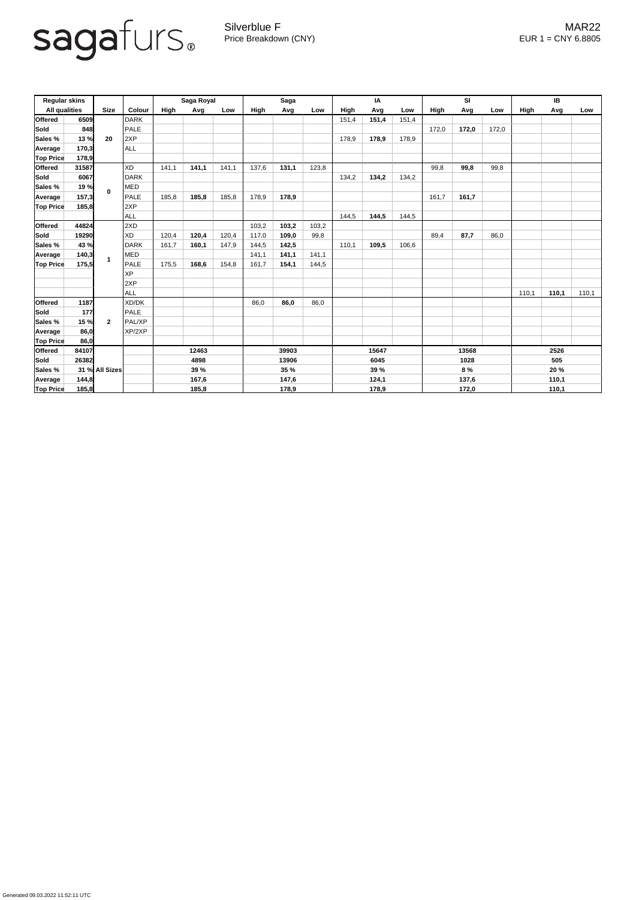sagafurs®

Silverblue F
Price Breakdown (CNY)

MAR22
EUR 1 = CNY 6.8805

| Regular skins | | Size | Colour | Saga Royal | | | Saga | | | IA | | | SI | | | IB | | |
|---|---|---|---|---|---|---|---|---|---|---|---|---|---|---|---|---|---|---|
| All qualities | | | | High | Avg | Low | High | Avg | Low | High | Avg | Low | High | Avg | Low | High | Avg | Low |
| Offered | 6509 | 20 | DARK | | | | | | | 151,4 | **151,4** | 151,4 | | | | | | |
| Sold | 848 | | PALE | | | | | | | | | | 172,0 | **172,0** | 172,0 | | | |
| Sales % | 13 % | | 2XP | | | | | | | 178,9 | **178,9** | 178,9 | | | | | | |
| Average | 170,3 | | ALL | | | | | | | | | | | | | | | |
| Top Price | 178,9 | | | | | | | | | | | | | | | | | |
| Offered | 31587 | 0 | XD | 141,1 | **141,1** | 141,1 | 137,6 | **131,1** | 123,8 | | | | 99,8 | **99,8** | 99,8 | | | |
| Sold | 6067 | | DARK | | | | | | | 134,2 | **134,2** | 134,2 | | | | | | |
| Sales % | 19 % | | MED | | | | | | | | | | | | | | | |
| Average | 157,3 | | PALE | 185,8 | **185,8** | 185,8 | 178,9 | **178,9** | | | | | 161,7 | **161,7** | | | | |
| Top Price | 185,8 | | 2XP | | | | | | | | | | | | | | | |
| | | | ALL | | | | | | | 144,5 | **144,5** | 144,5 | | | | | | |
| Offered | 44824 | 1 | 2XD | | | | 103,2 | **103,2** | 103,2 | | | | | | | | | |
| Sold | 19290 | | XD | 120,4 | **120,4** | 120,4 | 117,0 | **109,0** | 99,8 | | | | 89,4 | **87,7** | 86,0 | | | |
| Sales % | 43 % | | DARK | 161,7 | **160,1** | 147,9 | 144,5 | **142,5** | | 110,1 | **109,5** | 106,6 | | | | | | |
| Average | 140,3 | | MED | | | | 141,1 | **141,1** | 141,1 | | | | | | | | | |
| Top Price | 175,5 | | PALE | 175,5 | **168,6** | 154,8 | 161,7 | **154,1** | 144,5 | | | | | | | | | |
| | | | XP | | | | | | | | | | | | | | | |
| | | | 2XP | | | | | | | | | | | | | | | |
| | | | ALL | | | | | | | | | | | | | 110,1 | **110,1** | 110,1 |
| Offered | 1187 | 2 | XD/DK | | | | 86,0 | **86,0** | 86,0 | | | | | | | | | |
| Sold | 177 | | PALE | | | | | | | | | | | | | | | |
| Sales % | 15 % | | PAL/XP | | | | | | | | | | | | | | | |
| Average | 86,0 | | XP/2XP | | | | | | | | | | | | | | | |
| Top Price | 86,0 | | | | | | | | | | | | | | | | | |
| Offered | 84107 | All Sizes | | | **12463** | | | **39903** | | | **15647** | | | **13568** | | | **2526** | |
| Sold | 26382 | | | | **4898** | | | **13906** | | | **6045** | | | **1028** | | | **505** | |
| Sales % | 31 % | | | | **39 %** | | | **35 %** | | | **39 %** | | | **8 %** | | | **20 %** | |
| Average | 144,8 | | | | **167,6** | | | **147,6** | | | **124,1** | | | **137,6** | | | **110,1** | |
| Top Price | 185,8 | | | | **185,8** | | | **178,9** | | | **178,9** | | | **172,0** | | | **110,1** | |

Generated 09.03.2022 11:52:11 UTC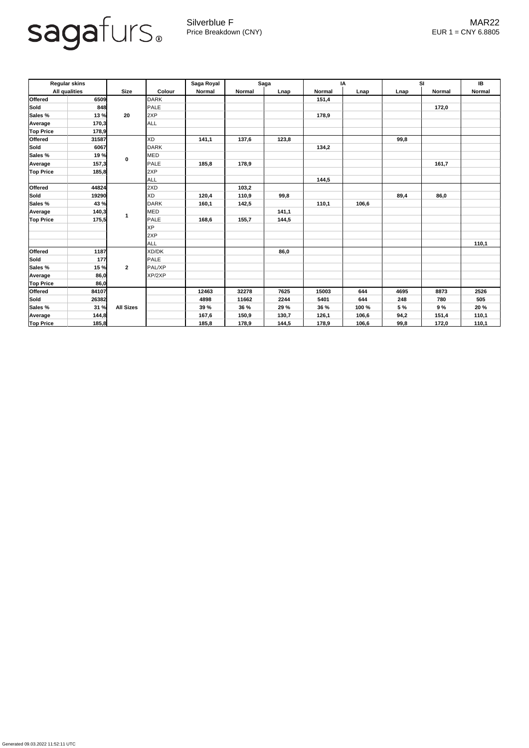# sagafurs

Silverblue F
Price Breakdown (CNY)

MAR22
EUR 1 = CNY 6.8805

| Regular skins | | Size | Colour | Saga Royal | Saga | | IA | | SI | | IB |
|---|---|---|---|---|---|---|---|---|---|---|---|
| All qualities | | | | Normal | Normal | Lnap | Normal | Lnap | Lnap | Normal | Normal |
| Offered | 6509 | 20 | DARK | | | | 151,4 | | | | |
| Sold | 848 | | PALE | | | | | | | 172,0 | |
| Sales % | 13 % | | 2XP | | | | 178,9 | | | | |
| Average | 170,3 | | ALL | | | | | | | | |
| Top Price | 178,9 | | | | | | | | | | |
| Offered | 31587 | 0 | XD | 141,1 | 137,6 | 123,8 | | | 99,8 | | |
| Sold | 6067 | | DARK | | | | 134,2 | | | | |
| Sales % | 19 % | | MED | | | | | | | | |
| Average | 157,3 | | PALE | 185,8 | 178,9 | | | | | 161,7 | |
| Top Price | 185,8 | | 2XP | | | | | | | | |
| | | | ALL | | | | 144,5 | | | | |
| Offered | 44824 | 1 | 2XD | | 103,2 | | | | | | |
| Sold | 19290 | | XD | 120,4 | 110,9 | 99,8 | | | 89,4 | 86,0 | |
| Sales % | 43 % | | DARK | 160,1 | 142,5 | | 110,1 | 106,6 | | | |
| Average | 140,3 | | MED | | | 141,1 | | | | | |
| Top Price | 175,5 | | PALE | 168,6 | 155,7 | 144,5 | | | | | |
| | | | XP | | | | | | | | |
| | | | 2XP | | | | | | | | |
| | | | ALL | | | | | | | | 110,1 |
| Offered | 1187 | 2 | XD/DK | | | 86,0 | | | | | |
| Sold | 177 | | PALE | | | | | | | | |
| Sales % | 15 % | | PAL/XP | | | | | | | | |
| Average | 86,0 | | XP/2XP | | | | | | | | |
| Top Price | 86,0 | | | | | | | | | | |
| Offered | 84107 | All Sizes | | 12463 | 32278 | 7625 | 15003 | 644 | 4695 | 8873 | 2526 |
| Sold | 26382 | | | 4898 | 11662 | 2244 | 5401 | 644 | 248 | 780 | 505 |
| Sales % | 31 % | | | 39 % | 36 % | 29 % | 36 % | 100 % | 5 % | 9 % | 20 % |
| Average | 144,8 | | | 167,6 | 150,9 | 130,7 | 126,1 | 106,6 | 94,2 | 151,4 | 110,1 |
| Top Price | 185,8 | | | 185,8 | 178,9 | 144,5 | 178,9 | 106,6 | 99,8 | 172,0 | 110,1 |

Generated 09.03.2022 11:52:11 UTC